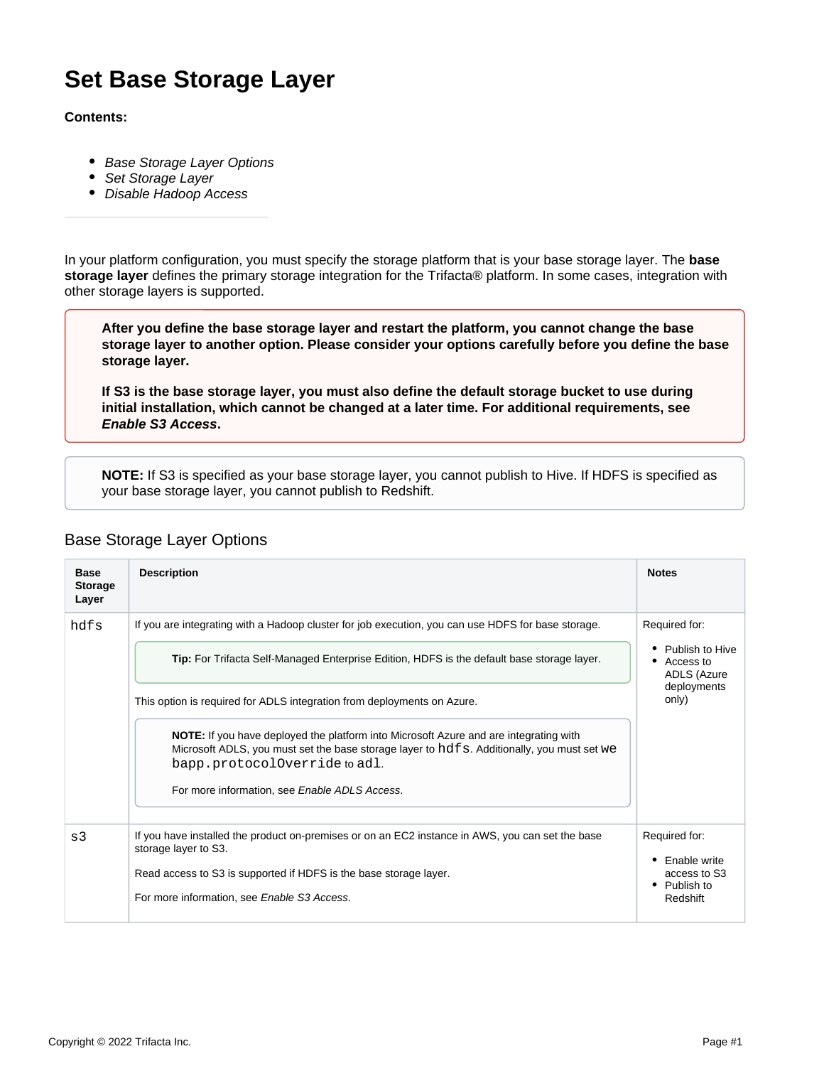# Set Base Storage Layer

**Contents:**

- *Base Storage Layer Options*
- *Set Storage Layer*
- *Disable Hadoop Access*

In your platform configuration, you must specify the storage platform that is your base storage layer. The **base storage layer** defines the primary storage integration for the Trifacta® platform. In some cases, integration with other storage layers is supported.

> **After you define the base storage layer and restart the platform, you cannot change the base storage layer to another option. Please consider your options carefully before you define the base storage layer.**
>
> **If S3 is the base storage layer, you must also define the default storage bucket to use during initial installation, which cannot be changed at a later time. For additional requirements, see *Enable S3 Access*.**

> **NOTE:** If S3 is specified as your base storage layer, you cannot publish to Hive. If HDFS is specified as your base storage layer, you cannot publish to Redshift.

## Base Storage Layer Options

| Base Storage Layer | Description | Notes |
|---|---|---|
| `hdfs` | If you are integrating with a Hadoop cluster for job execution, you can use HDFS for base storage.<br><br>**Tip:** For Trifacta Self-Managed Enterprise Edition, HDFS is the default base storage layer.<br><br>This option is required for ADLS integration from deployments on Azure.<br><br>**NOTE:** If you have deployed the platform into Microsoft Azure and are integrating with Microsoft ADLS, you must set the base storage layer to `hdfs`. Additionally, you must set `webapp.protocolOverride` to `adl`.<br><br>For more information, see *Enable ADLS Access*. | Required for:<br><br>- Publish to Hive<br>- Access to ADLS (Azure deployments only) |
| `s3` | If you have installed the product on-premises or on an EC2 instance in AWS, you can set the base storage layer to S3.<br><br>Read access to S3 is supported if HDFS is the base storage layer.<br><br>For more information, see *Enable S3 Access*. | Required for:<br><br>- Enable write access to S3<br>- Publish to Redshift |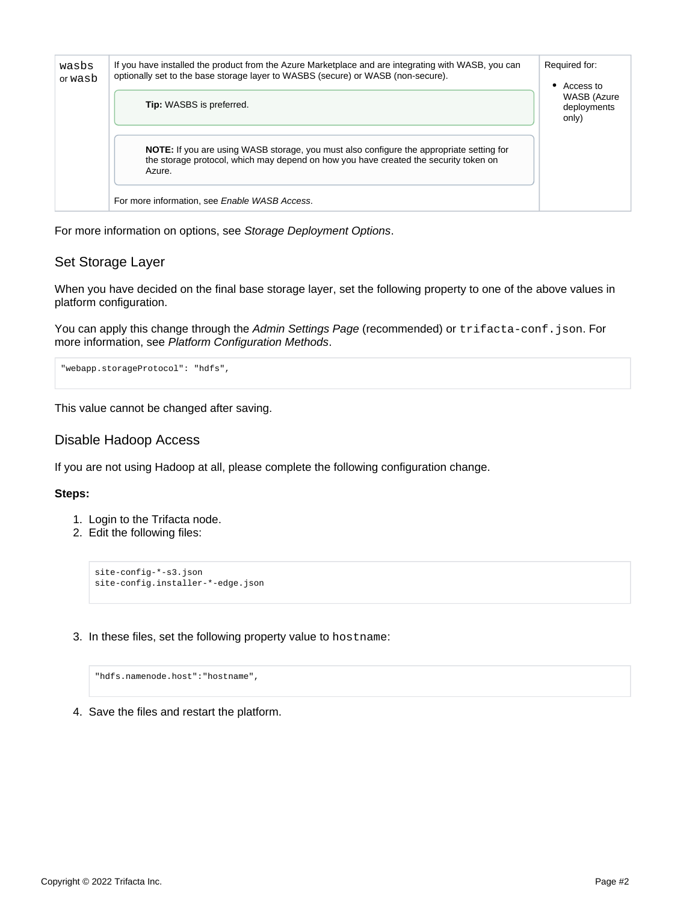| | | |
|---|---|---|
| `wasbs` or `wasb` | If you have installed the product from the Azure Marketplace and are integrating with WASB, you can optionally set to the base storage layer to WASBS (secure) or WASB (non-secure).<br><br>**Tip:** WASBS is preferred.<br><br>**NOTE:** If you are using WASB storage, you must also configure the appropriate setting for the storage protocol, which may depend on how you have created the security token on Azure.<br><br>For more information, see *Enable WASB Access*. | Required for:<br><br>• Access to WASB (Azure deployments only) |

For more information on options, see *Storage Deployment Options*.

## Set Storage Layer

When you have decided on the final base storage layer, set the following property to one of the above values in platform configuration.

You can apply this change through the *Admin Settings Page* (recommended) or `trifacta-conf.json`. For more information, see *Platform Configuration Methods*.

```
"webapp.storageProtocol": "hdfs",
```

This value cannot be changed after saving.

## Disable Hadoop Access

If you are not using Hadoop at all, please complete the following configuration change.

**Steps:**

1. Login to the Trifacta node.
2. Edit the following files:

   ```
   site-config-*-s3.json
   site-config.installer-*-edge.json
   ```

3. In these files, set the following property value to `hostname`:

   ```
   "hdfs.namenode.host":"hostname",
   ```

4. Save the files and restart the platform.